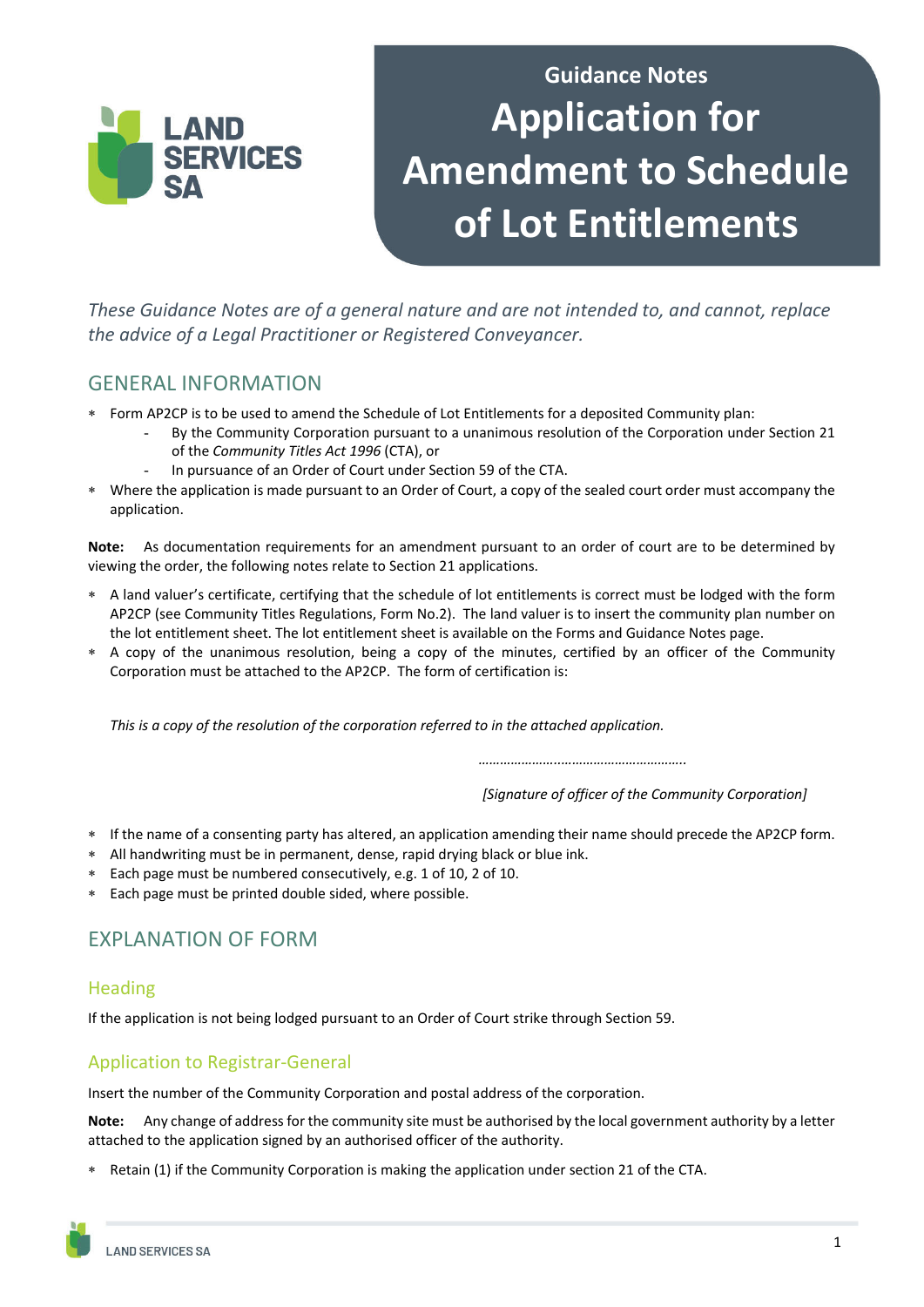# Guidance Notes

# Application for Amendment to Schedule of Lot Entitlements

*These Guidance Notes are of a general nature and are not intended to, and cannot, replace the advice of a Legal Practitioner or Registered Conveyancer.*

## GENERAL INFORMATION

- Form AP2CP is to be used to amend the Schedule of Lot Entitlements for a deposited Community plan:
  - By the Community Corporation pursuant to a unanimous resolution of the Corporation under Section 21 of the *Community Titles Act 1996* (CTA), or
  - In pursuance of an Order of Court under Section 59 of the CTA.
- Where the application is made pursuant to an Order of Court, a copy of the sealed court order must accompany the application.

**Note:** As documentation requirements for an amendment pursuant to an order of court are to be determined by viewing the order, the following notes relate to Section 21 applications.

- A land valuer's certificate, certifying that the schedule of lot entitlements is correct must be lodged with the form AP2CP (see Community Titles Regulations, Form No.2). The land valuer is to insert the community plan number on the lot entitlement sheet. The lot entitlement sheet is available on the Forms and Guidance Notes page.
- A copy of the unanimous resolution, being a copy of the minutes, certified by an officer of the Community Corporation must be attached to the AP2CP. The form of certification is:

  *This is a copy of the resolution of the corporation referred to in the attached application.*

  ……………………..……………………………..

  *[Signature of officer of the Community Corporation]*

- If the name of a consenting party has altered, an application amending their name should precede the AP2CP form.
- All handwriting must be in permanent, dense, rapid drying black or blue ink.
- Each page must be numbered consecutively, e.g. 1 of 10, 2 of 10.
- Each page must be printed double sided, where possible.

## EXPLANATION OF FORM

### Heading

If the application is not being lodged pursuant to an Order of Court strike through Section 59.

### Application to Registrar-General

Insert the number of the Community Corporation and postal address of the corporation.

**Note:** Any change of address for the community site must be authorised by the local government authority by a letter attached to the application signed by an authorised officer of the authority.

- Retain (1) if the Community Corporation is making the application under section 21 of the CTA.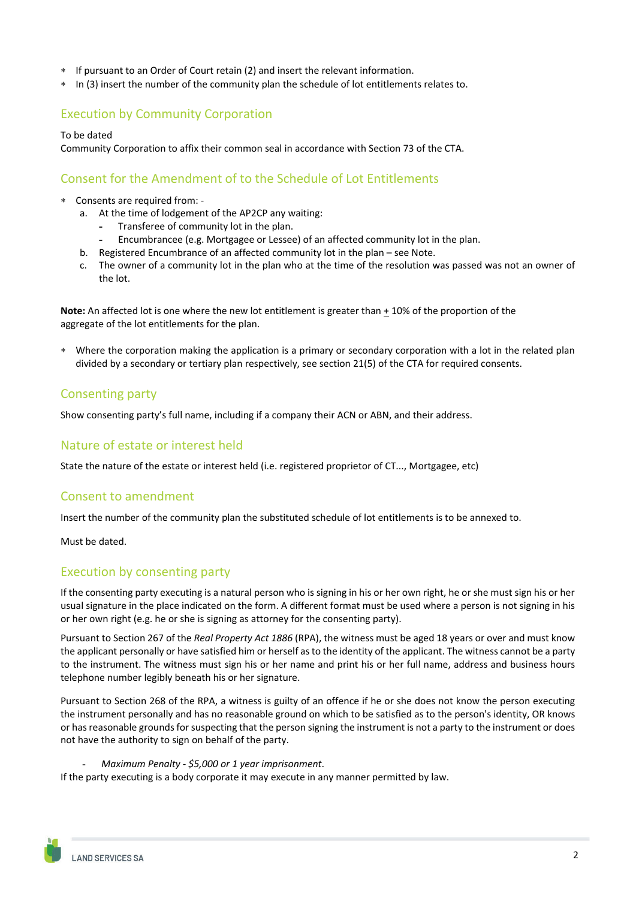- If pursuant to an Order of Court retain (2) and insert the relevant information.
- In (3) insert the number of the community plan the schedule of lot entitlements relates to.

## Execution by Community Corporation

To be dated

Community Corporation to affix their common seal in accordance with Section 73 of the CTA.

## Consent for the Amendment of to the Schedule of Lot Entitlements

- Consents are required from: -
  a. At the time of lodgement of the AP2CP any waiting:
     - Transferee of community lot in the plan.
     - Encumbrancee (e.g. Mortgagee or Lessee) of an affected community lot in the plan.
  b. Registered Encumbrance of an affected community lot in the plan – see Note.
  c. The owner of a community lot in the plan who at the time of the resolution was passed was not an owner of the lot.

**Note:** An affected lot is one where the new lot entitlement is greater than ± 10% of the proportion of the aggregate of the lot entitlements for the plan.

- Where the corporation making the application is a primary or secondary corporation with a lot in the related plan divided by a secondary or tertiary plan respectively, see section 21(5) of the CTA for required consents.

## Consenting party

Show consenting party's full name, including if a company their ACN or ABN, and their address.

## Nature of estate or interest held

State the nature of the estate or interest held (i.e. registered proprietor of CT..., Mortgagee, etc)

## Consent to amendment

Insert the number of the community plan the substituted schedule of lot entitlements is to be annexed to.

Must be dated.

## Execution by consenting party

If the consenting party executing is a natural person who is signing in his or her own right, he or she must sign his or her usual signature in the place indicated on the form. A different format must be used where a person is not signing in his or her own right (e.g. he or she is signing as attorney for the consenting party).

Pursuant to Section 267 of the *Real Property Act 1886* (RPA), the witness must be aged 18 years or over and must know the applicant personally or have satisfied him or herself as to the identity of the applicant. The witness cannot be a party to the instrument. The witness must sign his or her name and print his or her full name, address and business hours telephone number legibly beneath his or her signature.

Pursuant to Section 268 of the RPA, a witness is guilty of an offence if he or she does not know the person executing the instrument personally and has no reasonable ground on which to be satisfied as to the person's identity, OR knows or has reasonable grounds for suspecting that the person signing the instrument is not a party to the instrument or does not have the authority to sign on behalf of the party.

- *Maximum Penalty - $5,000 or 1 year imprisonment*.

If the party executing is a body corporate it may execute in any manner permitted by law.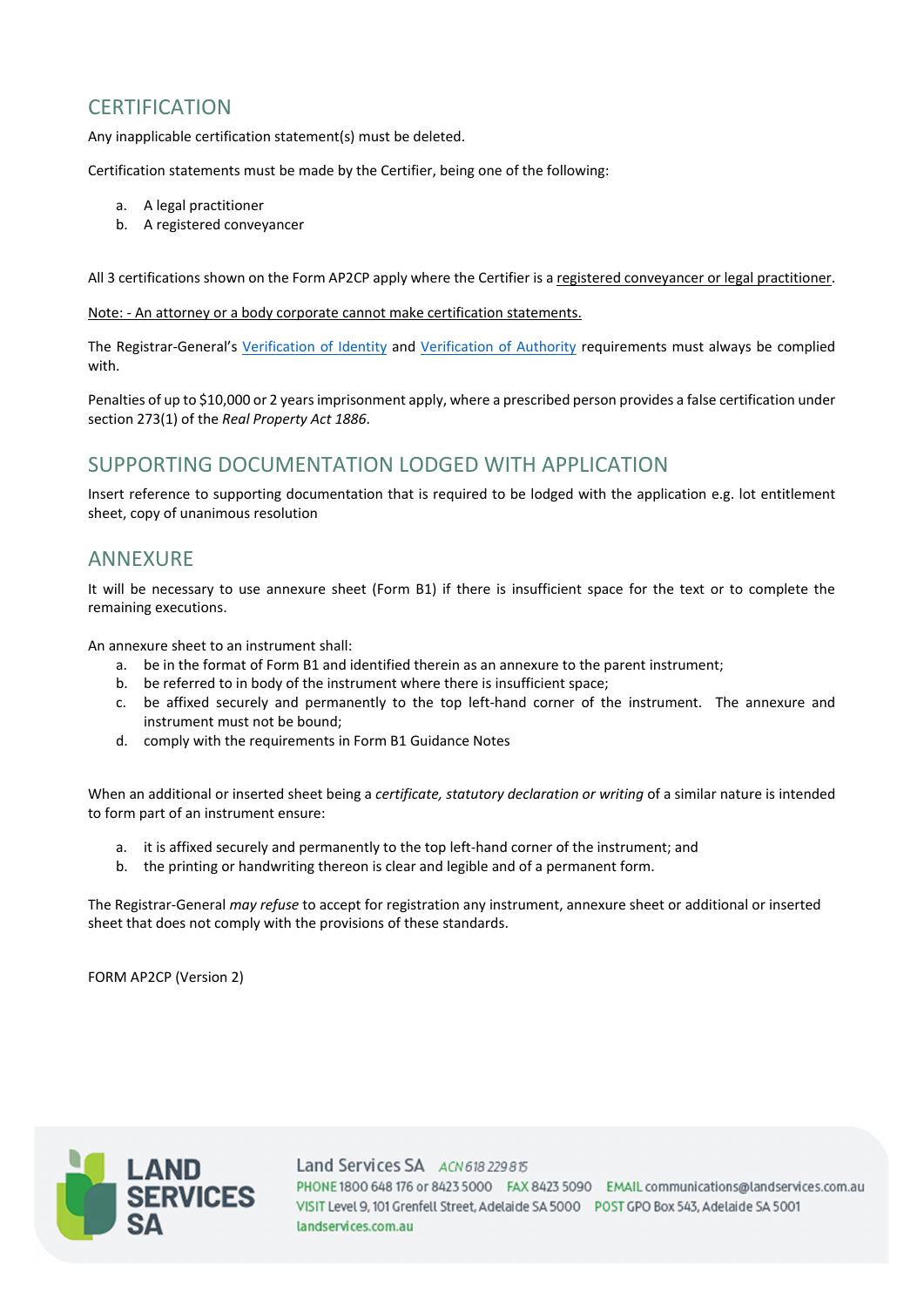## CERTIFICATION

Any inapplicable certification statement(s) must be deleted.

Certification statements must be made by the Certifier, being one of the following:

a. A legal practitioner
b. A registered conveyancer

All 3 certifications shown on the Form AP2CP apply where the Certifier is a registered conveyancer or legal practitioner.

Note: - An attorney or a body corporate cannot make certification statements.

The Registrar-General's Verification of Identity and Verification of Authority requirements must always be complied with.

Penalties of up to $10,000 or 2 years imprisonment apply, where a prescribed person provides a false certification under section 273(1) of the *Real Property Act 1886*.

## SUPPORTING DOCUMENTATION LODGED WITH APPLICATION

Insert reference to supporting documentation that is required to be lodged with the application e.g. lot entitlement sheet, copy of unanimous resolution

## ANNEXURE

It will be necessary to use annexure sheet (Form B1) if there is insufficient space for the text or to complete the remaining executions.

An annexure sheet to an instrument shall:

a. be in the format of Form B1 and identified therein as an annexure to the parent instrument;
b. be referred to in body of the instrument where there is insufficient space;
c. be affixed securely and permanently to the top left-hand corner of the instrument. The annexure and instrument must not be bound;
d. comply with the requirements in Form B1 Guidance Notes

When an additional or inserted sheet being a *certificate, statutory declaration or writing* of a similar nature is intended to form part of an instrument ensure:

a. it is affixed securely and permanently to the top left-hand corner of the instrument; and
b. the printing or handwriting thereon is clear and legible and of a permanent form.

The Registrar-General *may refuse* to accept for registration any instrument, annexure sheet or additional or inserted sheet that does not comply with the provisions of these standards.

FORM AP2CP (Version 2)